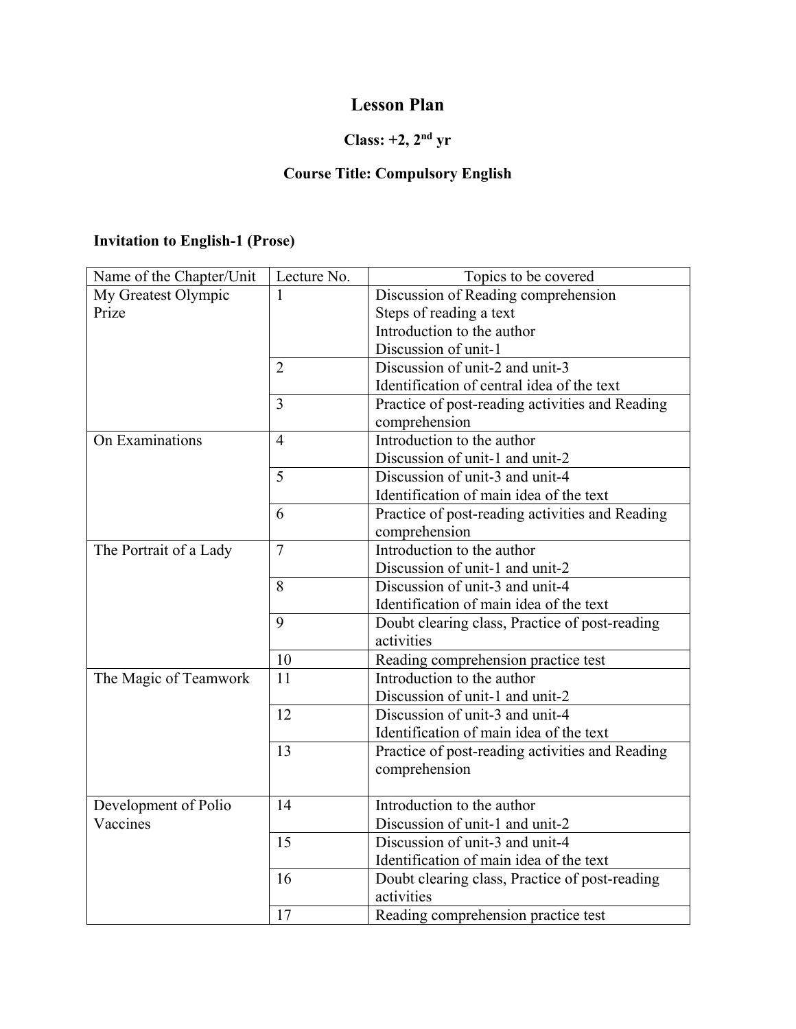# Lesson Plan

**Class: +2, 2nd yr**

**Course Title: Compulsory English**

**Invitation to English-1 (Prose)**

| Name of the Chapter/Unit | Lecture No. | Topics to be covered |
|---|---|---|
| My Greatest Olympic Prize | 1 | Discussion of Reading comprehension<br>Steps of reading a text<br>Introduction to the author<br>Discussion of unit-1 |
| | 2 | Discussion of unit-2 and unit-3<br>Identification of central idea of the text |
| | 3 | Practice of post-reading activities and Reading comprehension |
| On Examinations | 4 | Introduction to the author<br>Discussion of unit-1 and unit-2 |
| | 5 | Discussion of unit-3 and unit-4<br>Identification of main idea of the text |
| | 6 | Practice of post-reading activities and Reading comprehension |
| The Portrait of a Lady | 7 | Introduction to the author<br>Discussion of unit-1 and unit-2 |
| | 8 | Discussion of unit-3 and unit-4<br>Identification of main idea of the text |
| | 9 | Doubt clearing class, Practice of post-reading activities |
| | 10 | Reading comprehension practice test |
| The Magic of Teamwork | 11 | Introduction to the author<br>Discussion of unit-1 and unit-2 |
| | 12 | Discussion of unit-3 and unit-4<br>Identification of main idea of the text |
| | 13 | Practice of post-reading activities and Reading comprehension |
| Development of Polio Vaccines | 14 | Introduction to the author<br>Discussion of unit-1 and unit-2 |
| | 15 | Discussion of unit-3 and unit-4<br>Identification of main idea of the text |
| | 16 | Doubt clearing class, Practice of post-reading activities |
| | 17 | Reading comprehension practice test |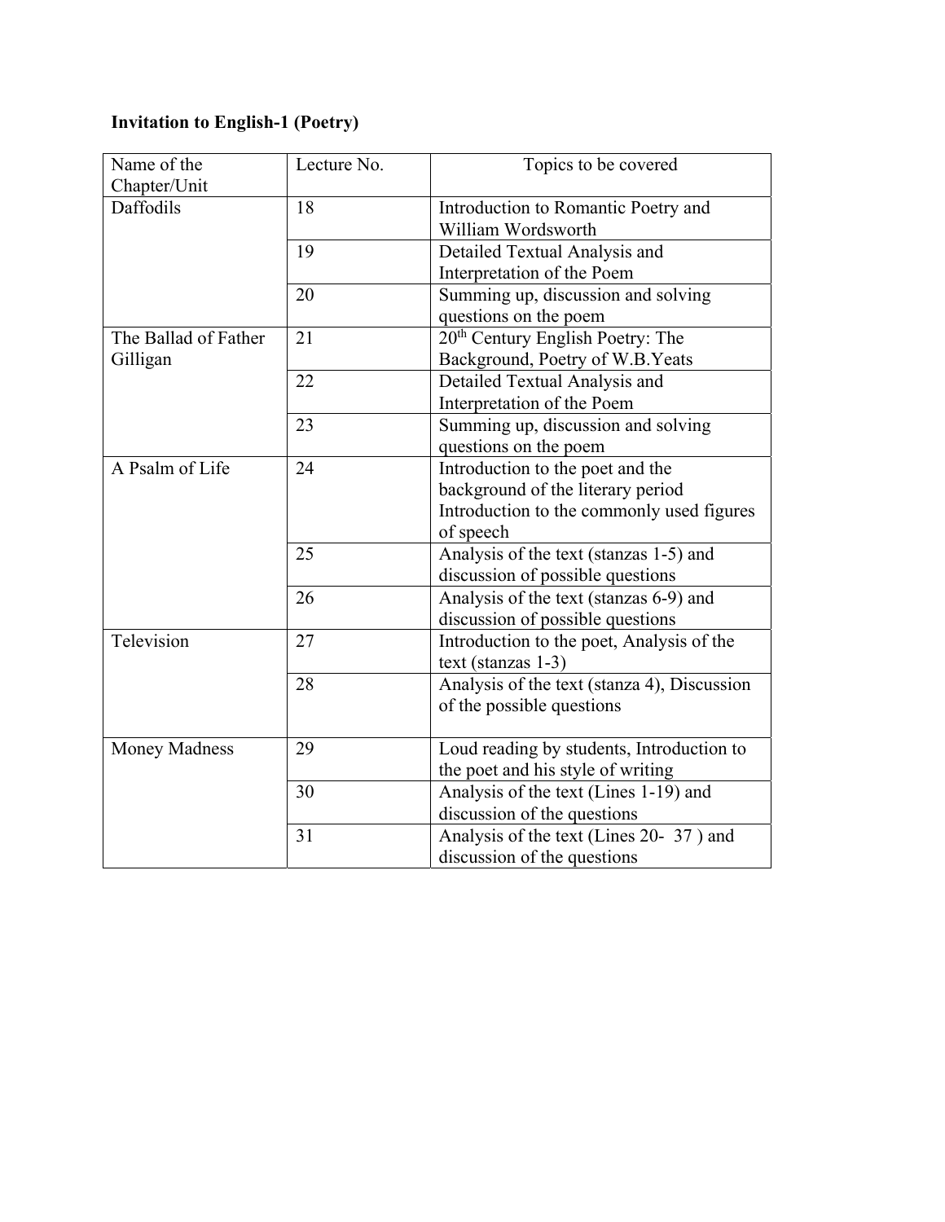**Invitation to English-1 (Poetry)**

| Name of the Chapter/Unit | Lecture No. | Topics to be covered |
|---|---|---|
| Daffodils | 18 | Introduction to Romantic Poetry and William Wordsworth |
| | 19 | Detailed Textual Analysis and Interpretation of the Poem |
| | 20 | Summing up, discussion and solving questions on the poem |
| The Ballad of Father Gilligan | 21 | 20th Century English Poetry: The Background, Poetry of W.B.Yeats |
| | 22 | Detailed Textual Analysis and Interpretation of the Poem |
| | 23 | Summing up, discussion and solving questions on the poem |
| A Psalm of Life | 24 | Introduction to the poet and the background of the literary period Introduction to the commonly used figures of speech |
| | 25 | Analysis of the text (stanzas 1-5) and discussion of possible questions |
| | 26 | Analysis of the text (stanzas 6-9) and discussion of possible questions |
| Television | 27 | Introduction to the poet, Analysis of the text (stanzas 1-3) |
| | 28 | Analysis of the text (stanza 4), Discussion of the possible questions |
| Money Madness | 29 | Loud reading by students, Introduction to the poet and his style of writing |
| | 30 | Analysis of the text (Lines 1-19) and discussion of the questions |
| | 31 | Analysis of the text (Lines 20- 37 ) and discussion of the questions |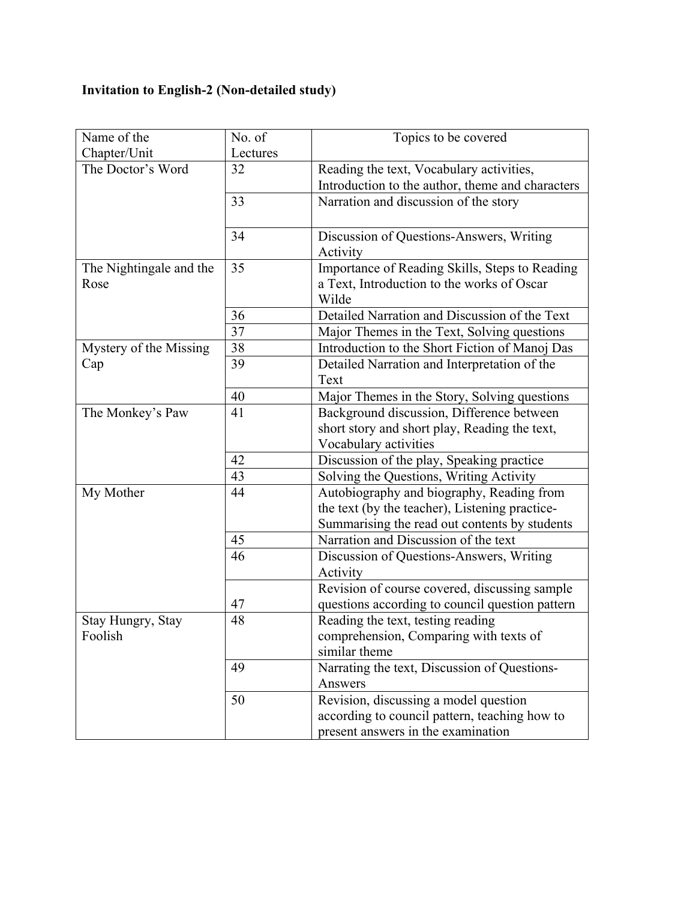**Invitation to English-2 (Non-detailed study)**

| Name of the Chapter/Unit | No. of Lectures | Topics to be covered |
|---|---|---|
| The Doctor's Word | 32 | Reading the text, Vocabulary activities, Introduction to the author, theme and characters |
| | 33 | Narration and discussion of the story |
| | 34 | Discussion of Questions-Answers, Writing Activity |
| The Nightingale and the Rose | 35 | Importance of Reading Skills, Steps to Reading a Text, Introduction to the works of Oscar Wilde |
| | 36 | Detailed Narration and Discussion of the Text |
| | 37 | Major Themes in the Text, Solving questions |
| Mystery of the Missing Cap | 38 | Introduction to the Short Fiction of Manoj Das |
| | 39 | Detailed Narration and Interpretation of the Text |
| | 40 | Major Themes in the Story, Solving questions |
| The Monkey's Paw | 41 | Background discussion, Difference between short story and short play, Reading the text, Vocabulary activities |
| | 42 | Discussion of the play, Speaking practice |
| | 43 | Solving the Questions, Writing Activity |
| My Mother | 44 | Autobiography and biography, Reading from the text (by the teacher), Listening practice-Summarising the read out contents by students |
| | 45 | Narration and Discussion of the text |
| | 46 | Discussion of Questions-Answers, Writing Activity |
| | 47 | Revision of course covered, discussing sample questions according to council question pattern |
| Stay Hungry, Stay Foolish | 48 | Reading the text, testing reading comprehension, Comparing with texts of similar theme |
| | 49 | Narrating the text, Discussion of Questions-Answers |
| | 50 | Revision, discussing a model question according to council pattern, teaching how to present answers in the examination |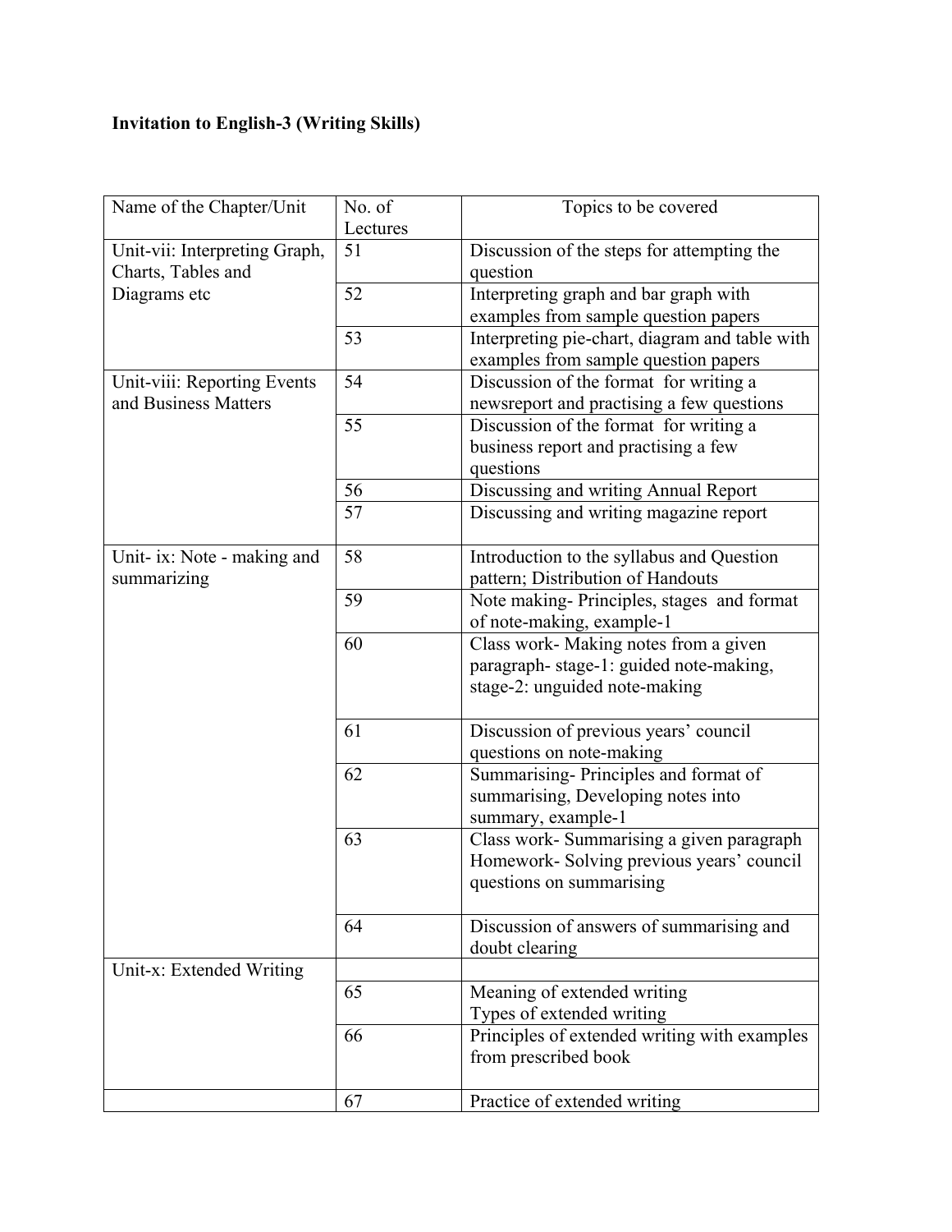**Invitation to English-3 (Writing Skills)**

| Name of the Chapter/Unit | No. of Lectures | Topics to be covered |
|---|---|---|
| Unit-vii: Interpreting Graph, Charts, Tables and Diagrams etc | 51 | Discussion of the steps for attempting the question |
| | 52 | Interpreting graph and bar graph with examples from sample question papers |
| | 53 | Interpreting pie-chart, diagram and table with examples from sample question papers |
| Unit-viii: Reporting Events and Business Matters | 54 | Discussion of the format for writing a newsreport and practising a few questions |
| | 55 | Discussion of the format for writing a business report and practising a few questions |
| | 56 | Discussing and writing Annual Report |
| | 57 | Discussing and writing magazine report |
| Unit- ix: Note - making and summarizing | 58 | Introduction to the syllabus and Question pattern; Distribution of Handouts |
| | 59 | Note making- Principles, stages and format of note-making, example-1 |
| | 60 | Class work- Making notes from a given paragraph- stage-1: guided note-making, stage-2: unguided note-making |
| | 61 | Discussion of previous years' council questions on note-making |
| | 62 | Summarising- Principles and format of summarising, Developing notes into summary, example-1 |
| | 63 | Class work- Summarising a given paragraph Homework- Solving previous years' council questions on summarising |
| | 64 | Discussion of answers of summarising and doubt clearing |
| Unit-x: Extended Writing | | |
| | 65 | Meaning of extended writing Types of extended writing |
| | 66 | Principles of extended writing with examples from prescribed book |
| | 67 | Practice of extended writing |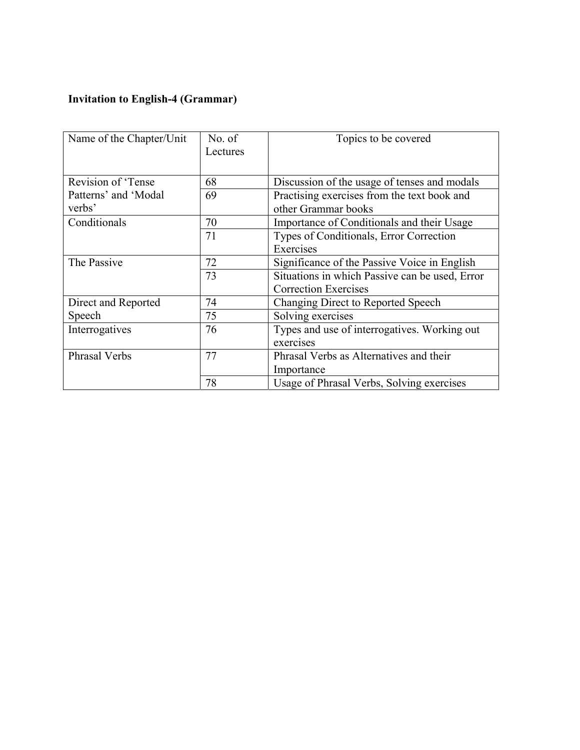**Invitation to English-4 (Grammar)**

| Name of the Chapter/Unit | No. of Lectures | Topics to be covered |
|---|---|---|
| Revision of 'Tense Patterns' and 'Modal verbs' | 68 | Discussion of the usage of tenses and modals |
| | 69 | Practising exercises from the text book and other Grammar books |
| Conditionals | 70 | Importance of Conditionals and their Usage |
| | 71 | Types of Conditionals, Error Correction Exercises |
| The Passive | 72 | Significance of the Passive Voice in English |
| | 73 | Situations in which Passive can be used, Error Correction Exercises |
| Direct and Reported Speech | 74 | Changing Direct to Reported Speech |
| | 75 | Solving exercises |
| Interrogatives | 76 | Types and use of interrogatives. Working out exercises |
| Phrasal Verbs | 77 | Phrasal Verbs as Alternatives and their Importance |
| | 78 | Usage of Phrasal Verbs, Solving exercises |